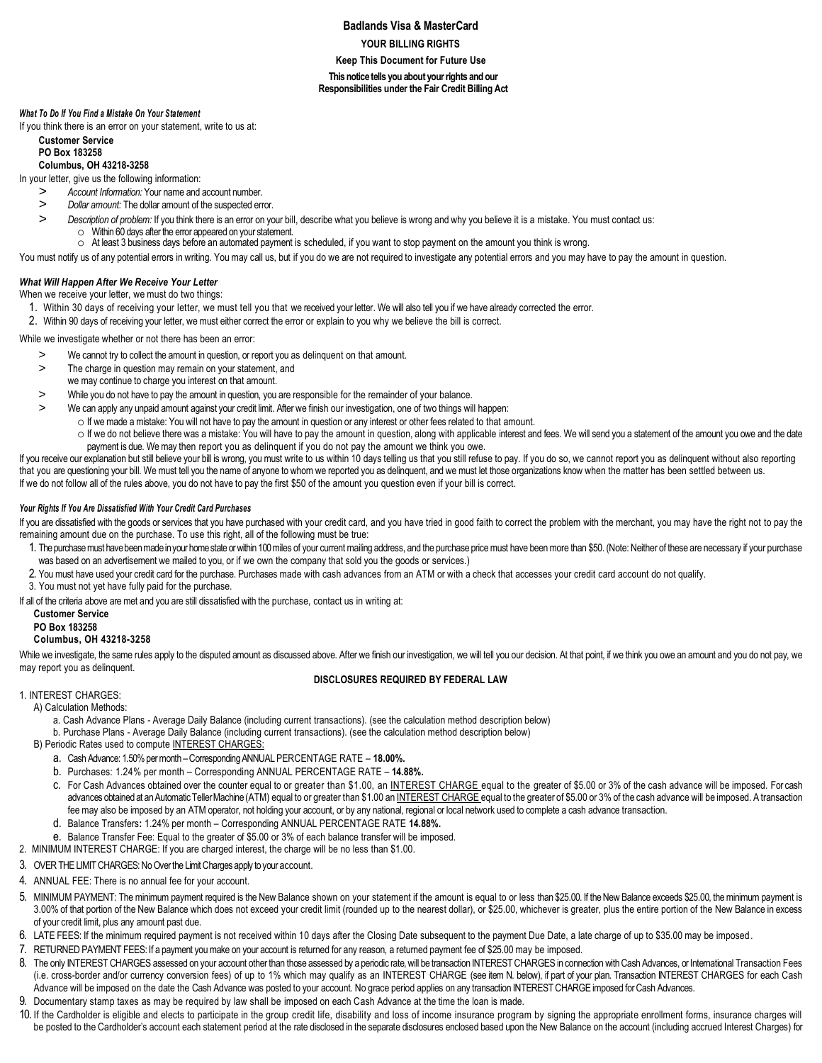# Badlands Visa & MasterCard

**YOUR BILLING RIGHTS**

**Keep This Document for Future Use**

**This notice tells you about your rights and our Responsibilities under the Fair Credit Billing Act**

***What To Do If You Find a Mistake On Your Statement***

If you think there is an error on your statement, write to us at:

**Customer Service**
**PO Box 183258**
**Columbus, OH 43218-3258**

In your letter, give us the following information:

> *Account Information:* Your name and account number.

> *Dollar amount:* The dollar amount of the suspected error.

> *Description of problem:* If you think there is an error on your bill, describe what you believe is wrong and why you believe it is a mistake. You must contact us:
> - Within 60 days after the error appeared on your statement.
> - At least 3 business days before an automated payment is scheduled, if you want to stop payment on the amount you think is wrong.

You must notify us of any potential errors in writing. You may call us, but if you do we are not required to investigate any potential errors and you may have to pay the amount in question.

***What Will Happen After We Receive Your Letter***

When we receive your letter, we must do two things:

1. Within 30 days of receiving your letter, we must tell you that we received your letter. We will also tell you if we have already corrected the error.
2. Within 90 days of receiving your letter, we must either correct the error or explain to you why we believe the bill is correct.

While we investigate whether or not there has been an error:

> We cannot try to collect the amount in question, or report you as delinquent on that amount.

> The charge in question may remain on your statement, and we may continue to charge you interest on that amount.

> While you do not have to pay the amount in question, you are responsible for the remainder of your balance.

> We can apply any unpaid amount against your credit limit. After we finish our investigation, one of two things will happen:
> - If we made a mistake: You will not have to pay the amount in question or any interest or other fees related to that amount.
> - If we do not believe there was a mistake: You will have to pay the amount in question, along with applicable interest and fees. We will send you a statement of the amount you owe and the date payment is due. We may then report you as delinquent if you do not pay the amount we think you owe.

If you receive our explanation but still believe your bill is wrong, you must write to us within 10 days telling us that you still refuse to pay. If you do so, we cannot report you as delinquent without also reporting that you are questioning your bill. We must tell you the name of anyone to whom we reported you as delinquent, and we must let those organizations know when the matter has been settled between us.

If we do not follow all of the rules above, you do not have to pay the first $50 of the amount you question even if your bill is correct.

***Your Rights If You Are Dissatisfied With Your Credit Card Purchases***

If you are dissatisfied with the goods or services that you have purchased with your credit card, and you have tried in good faith to correct the problem with the merchant, you may have the right not to pay the remaining amount due on the purchase. To use this right, all of the following must be true:

1. The purchase must have been made in your home state or within 100 miles of your current mailing address, and the purchase price must have been more than $50. (Note: Neither of these are necessary if your purchase was based on an advertisement we mailed to you, or if we own the company that sold you the goods or services.)
2. You must have used your credit card for the purchase. Purchases made with cash advances from an ATM or with a check that accesses your credit card account do not qualify.
3. You must not yet have fully paid for the purchase.

If all of the criteria above are met and you are still dissatisfied with the purchase, contact us in writing at:

**Customer Service**
**PO Box 183258**
**Columbus, OH 43218-3258**

While we investigate, the same rules apply to the disputed amount as discussed above. After we finish our investigation, we will tell you our decision. At that point, if we think you owe an amount and you do not pay, we may report you as delinquent.

## DISCLOSURES REQUIRED BY FEDERAL LAW

1. INTEREST CHARGES:
   - A) Calculation Methods:
     - a. Cash Advance Plans - Average Daily Balance (including current transactions). (see the calculation method description below)
     - b. Purchase Plans - Average Daily Balance (including current transactions). (see the calculation method description below)
   - B) Periodic Rates used to compute INTEREST CHARGES:
     - a. Cash Advance: 1.50% per month – Corresponding ANNUAL PERCENTAGE RATE – **18.00%.**
     - b. Purchases: 1.24% per month – Corresponding ANNUAL PERCENTAGE RATE – **14.88%.**
     - c. For Cash Advances obtained over the counter equal to or greater than $1.00, an INTEREST CHARGE equal to the greater of $5.00 or 3% of the cash advance will be imposed. For cash advances obtained at an Automatic Teller Machine (ATM) equal to or greater than $1.00 an INTEREST CHARGE equal to the greater of $5.00 or 3% of the cash advance will be imposed. A transaction fee may also be imposed by an ATM operator, not holding your account, or by any national, regional or local network used to complete a cash advance transaction.
     - d. Balance Transfers**:** 1.24% per month – Corresponding ANNUAL PERCENTAGE RATE **14.88%.**
     - e. Balance Transfer Fee: Equal to the greater of $5.00 or 3% of each balance transfer will be imposed.
2. MINIMUM INTEREST CHARGE: If you are charged interest, the charge will be no less than $1.00.
3. OVER THE LIMIT CHARGES: No Over the Limit Charges apply to your account.
4. ANNUAL FEE: There is no annual fee for your account.
5. MINIMUM PAYMENT: The minimum payment required is the New Balance shown on your statement if the amount is equal to or less than $25.00. If the New Balance exceeds $25.00, the minimum payment is 3.00% of that portion of the New Balance which does not exceed your credit limit (rounded up to the nearest dollar), or $25.00, whichever is greater, plus the entire portion of the New Balance in excess of your credit limit, plus any amount past due.
6. LATE FEES: If the minimum required payment is not received within 10 days after the Closing Date subsequent to the payment Due Date, a late charge of up to $35.00 may be imposed.
7. RETURNED PAYMENT FEES: If a payment you make on your account is returned for any reason, a returned payment fee of $25.00 may be imposed.
8. The only INTEREST CHARGES assessed on your account other than those assessed by a periodic rate, will be transaction INTEREST CHARGES in connection with Cash Advances, or International Transaction Fees (i.e. cross-border and/or currency conversion fees) of up to 1% which may qualify as an INTEREST CHARGE (see item N. below), if part of your plan. Transaction INTEREST CHARGES for each Cash Advance will be imposed on the date the Cash Advance was posted to your account. No grace period applies on any transaction INTEREST CHARGE imposed for Cash Advances.
9. Documentary stamp taxes as may be required by law shall be imposed on each Cash Advance at the time the loan is made.
10. If the Cardholder is eligible and elects to participate in the group credit life, disability and loss of income insurance program by signing the appropriate enrollment forms, insurance charges will be posted to the Cardholder's account each statement period at the rate disclosed in the separate disclosures enclosed based upon the New Balance on the account (including accrued Interest Charges) for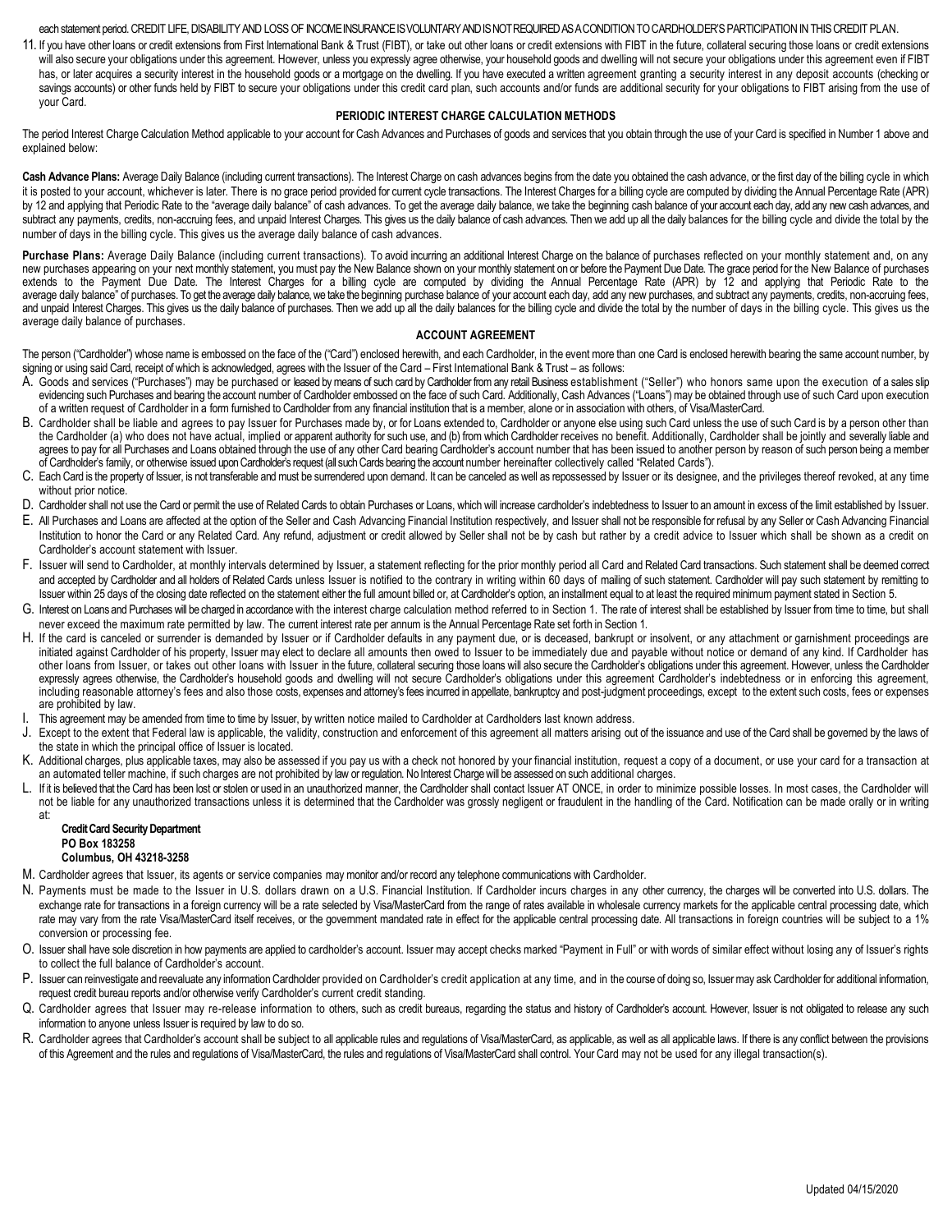each statement period. CREDIT LIFE, DISABILITY AND LOSS OF INCOME INSURANCE IS VOLUNTARY AND IS NOT REQUIRED AS A CONDITION TO CARDHOLDER'S PARTICIPATION IN THIS CREDIT PLAN.

11. If you have other loans or credit extensions from First International Bank & Trust (FIBT), or take out other loans or credit extensions with FIBT in the future, collateral securing those loans or credit extensions will also secure your obligations under this agreement. However, unless you expressly agree otherwise, your household goods and dwelling will not secure your obligations under this agreement even if FIBT has, or later acquires a security interest in the household goods or a mortgage on the dwelling. If you have executed a written agreement granting a security interest in any deposit accounts (checking or savings accounts) or other funds held by FIBT to secure your obligations under this credit card plan, such accounts and/or funds are additional security for your obligations to FIBT arising from the use of your Card.

## PERIODIC INTEREST CHARGE CALCULATION METHODS

The period Interest Charge Calculation Method applicable to your account for Cash Advances and Purchases of goods and services that you obtain through the use of your Card is specified in Number 1 above and explained below:

**Cash Advance Plans:** Average Daily Balance (including current transactions). The Interest Charge on cash advances begins from the date you obtained the cash advance, or the first day of the billing cycle in which it is posted to your account, whichever is later. There is no grace period provided for current cycle transactions. The Interest Charges for a billing cycle are computed by dividing the Annual Percentage Rate (APR) by 12 and applying that Periodic Rate to the "average daily balance" of cash advances. To get the average daily balance, we take the beginning cash balance of your account each day, add any new cash advances, and subtract any payments, credits, non-accruing fees, and unpaid Interest Charges. This gives us the daily balance of cash advances. Then we add up all the daily balances for the billing cycle and divide the total by the number of days in the billing cycle. This gives us the average daily balance of cash advances.

**Purchase Plans:** Average Daily Balance (including current transactions). To avoid incurring an additional Interest Charge on the balance of purchases reflected on your monthly statement and, on any new purchases appearing on your next monthly statement, you must pay the New Balance shown on your monthly statement on or before the Payment Due Date. The grace period for the New Balance of purchases extends to the Payment Due Date. The Interest Charges for a billing cycle are computed by dividing the Annual Percentage Rate (APR) by 12 and applying that Periodic Rate to the average daily balance" of purchases. To get the average daily balance, we take the beginning purchase balance of your account each day, add any new purchases, and subtract any payments, credits, non-accruing fees, and unpaid Interest Charges. This gives us the daily balance of purchases. Then we add up all the daily balances for the billing cycle and divide the total by the number of days in the billing cycle. This gives us the average daily balance of purchases.

## ACCOUNT AGREEMENT

The person ("Cardholder") whose name is embossed on the face of the ("Card") enclosed herewith, and each Cardholder, in the event more than one Card is enclosed herewith bearing the same account number, by signing or using said Card, receipt of which is acknowledged, agrees with the Issuer of the Card – First International Bank & Trust – as follows:

A. Goods and services ("Purchases") may be purchased or leased by means of such card by Cardholder from any retail Business establishment ("Seller") who honors same upon the execution of a sales slip evidencing such Purchases and bearing the account number of Cardholder embossed on the face of such Card. Additionally, Cash Advances ("Loans") may be obtained through use of such Card upon execution of a written request of Cardholder in a form furnished to Cardholder from any financial institution that is a member, alone or in association with others, of Visa/MasterCard.

B. Cardholder shall be liable and agrees to pay Issuer for Purchases made by, or for Loans extended to, Cardholder or anyone else using such Card unless the use of such Card is by a person other than the Cardholder (a) who does not have actual, implied or apparent authority for such use, and (b) from which Cardholder receives no benefit. Additionally, Cardholder shall be jointly and severally liable and agrees to pay for all Purchases and Loans obtained through the use of any other Card bearing Cardholder's account number that has been issued to another person by reason of such person being a member of Cardholder's family, or otherwise issued upon Cardholder's request (all such Cards bearing the account number hereinafter collectively called "Related Cards").

C. Each Card is the property of Issuer, is not transferable and must be surrendered upon demand. It can be canceled as well as repossessed by Issuer or its designee, and the privileges thereof revoked, at any time without prior notice.

D. Cardholder shall not use the Card or permit the use of Related Cards to obtain Purchases or Loans, which will increase cardholder's indebtedness to Issuer to an amount in excess of the limit established by Issuer.

E. All Purchases and Loans are affected at the option of the Seller and Cash Advancing Financial Institution respectively, and Issuer shall not be responsible for refusal by any Seller or Cash Advancing Financial Institution to honor the Card or any Related Card. Any refund, adjustment or credit allowed by Seller shall not be by cash but rather by a credit advice to Issuer which shall be shown as a credit on Cardholder's account statement with Issuer.

F. Issuer will send to Cardholder, at monthly intervals determined by Issuer, a statement reflecting for the prior monthly period all Card and Related Card transactions. Such statement shall be deemed correct and accepted by Cardholder and all holders of Related Cards unless Issuer is notified to the contrary in writing within 60 days of mailing of such statement. Cardholder will pay such statement by remitting to Issuer within 25 days of the closing date reflected on the statement either the full amount billed or, at Cardholder's option, an installment equal to at least the required minimum payment stated in Section 5.

G. Interest on Loans and Purchases will be charged in accordance with the interest charge calculation method referred to in Section 1. The rate of interest shall be established by Issuer from time to time, but shall never exceed the maximum rate permitted by law. The current interest rate per annum is the Annual Percentage Rate set forth in Section 1.

H. If the card is canceled or surrender is demanded by Issuer or if Cardholder defaults in any payment due, or is deceased, bankrupt or insolvent, or any attachment or garnishment proceedings are initiated against Cardholder of his property, Issuer may elect to declare all amounts then owed to Issuer to be immediately due and payable without notice or demand of any kind. If Cardholder has other loans from Issuer, or takes out other loans with Issuer in the future, collateral securing those loans will also secure the Cardholder's obligations under this agreement. However, unless the Cardholder expressly agrees otherwise, the Cardholder's household goods and dwelling will not secure Cardholder's obligations under this agreement Cardholder's indebtedness or in enforcing this agreement, including reasonable attorney's fees and also those costs, expenses and attorney's fees incurred in appellate, bankruptcy and post-judgment proceedings, except to the extent such costs, fees or expenses are prohibited by law.

I. This agreement may be amended from time to time by Issuer, by written notice mailed to Cardholder at Cardholders last known address.

J. Except to the extent that Federal law is applicable, the validity, construction and enforcement of this agreement all matters arising out of the issuance and use of the Card shall be governed by the laws of the state in which the principal office of Issuer is located.

K. Additional charges, plus applicable taxes, may also be assessed if you pay us with a check not honored by your financial institution, request a copy of a document, or use your card for a transaction at an automated teller machine, if such charges are not prohibited by law or regulation. No Interest Charge will be assessed on such additional charges.

L. If it is believed that the Card has been lost or stolen or used in an unauthorized manner, the Cardholder shall contact Issuer AT ONCE, in order to minimize possible losses. In most cases, the Cardholder will not be liable for any unauthorized transactions unless it is determined that the Cardholder was grossly negligent or fraudulent in the handling of the Card. Notification can be made orally or in writing at:

**Credit Card Security Department**
**PO Box 183258**
**Columbus, OH 43218-3258**

M. Cardholder agrees that Issuer, its agents or service companies may monitor and/or record any telephone communications with Cardholder.

N. Payments must be made to the Issuer in U.S. dollars drawn on a U.S. Financial Institution. If Cardholder incurs charges in any other currency, the charges will be converted into U.S. dollars. The exchange rate for transactions in a foreign currency will be a rate selected by Visa/MasterCard from the range of rates available in wholesale currency markets for the applicable central processing date, which rate may vary from the rate Visa/MasterCard itself receives, or the government mandated rate in effect for the applicable central processing date. All transactions in foreign countries will be subject to a 1% conversion or processing fee.

O. Issuer shall have sole discretion in how payments are applied to cardholder's account. Issuer may accept checks marked "Payment in Full" or with words of similar effect without losing any of Issuer's rights to collect the full balance of Cardholder's account.

P. Issuer can reinvestigate and reevaluate any information Cardholder provided on Cardholder's credit application at any time, and in the course of doing so, Issuer may ask Cardholder for additional information, request credit bureau reports and/or otherwise verify Cardholder's current credit standing.

Q. Cardholder agrees that Issuer may re-release information to others, such as credit bureaus, regarding the status and history of Cardholder's account. However, Issuer is not obligated to release any such information to anyone unless Issuer is required by law to do so.

R. Cardholder agrees that Cardholder's account shall be subject to all applicable rules and regulations of Visa/MasterCard, as applicable, as well as all applicable laws. If there is any conflict between the provisions of this Agreement and the rules and regulations of Visa/MasterCard, the rules and regulations of Visa/MasterCard shall control. Your Card may not be used for any illegal transaction(s).

Updated 04/15/2020